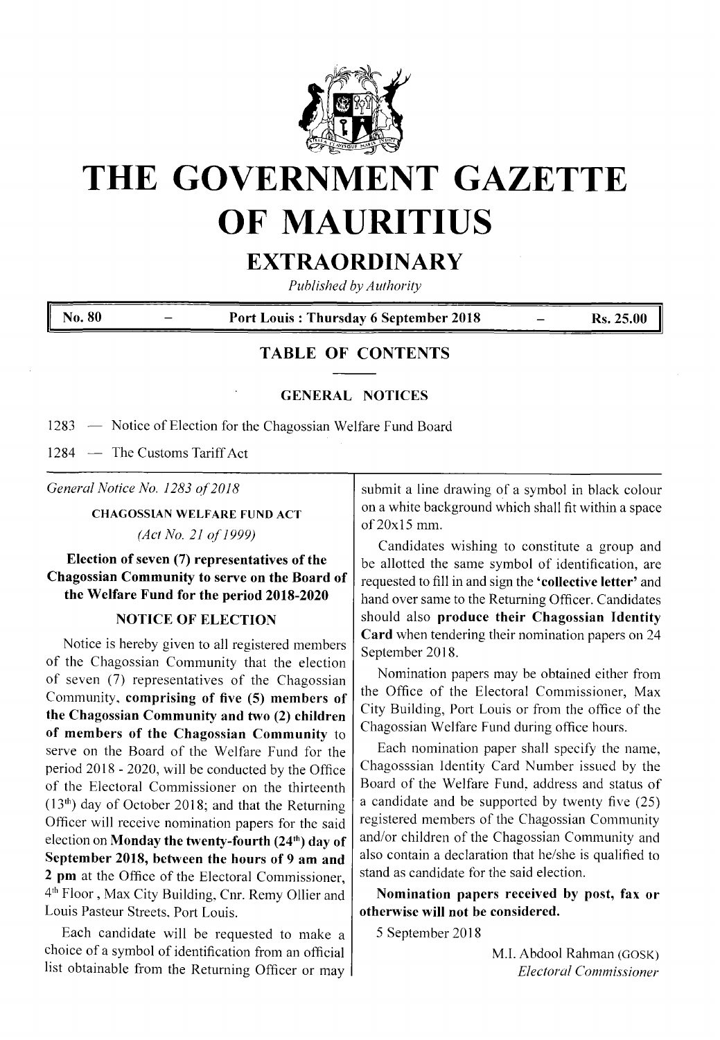# THE GOVERNMENT GAZETTE OF MAURITIUS

## EXTRAORDINARY

*Published by Authority*

| No. 80 | – | Port Louis : Thursday 6 September 2018 | – | Rs. 25.00 |
|---|---|---|---|---|

## TABLE OF CONTENTS

### GENERAL NOTICES

1283 — Notice of Election for the Chagossian Welfare Fund Board

1284 — The Customs Tariff Act

---

*General Notice No. 1283 of 2018*

**CHAGOSSIAN WELFARE FUND ACT**

*(Act No. 21 of 1999)*

**Election of seven (7) representatives of the Chagossian Community to serve on the Board of the Welfare Fund for the period 2018-2020**

**NOTICE OF ELECTION**

Notice is hereby given to all registered members of the Chagossian Community that the election of seven (7) representatives of the Chagossian Community, **comprising of five (5) members of the Chagossian Community and two (2) children of members of the Chagossian Community** to serve on the Board of the Welfare Fund for the period 2018 - 2020, will be conducted by the Office of the Electoral Commissioner on the thirteenth (13th) day of October 2018; and that the Returning Officer will receive nomination papers for the said election on **Monday the twenty-fourth (24th) day of September 2018, between the hours of 9 am and 2 pm** at the Office of the Electoral Commissioner, 4th Floor, Max City Building, Cnr. Remy Ollier and Louis Pasteur Streets, Port Louis.

Each candidate will be requested to make a choice of a symbol of identification from an official list obtainable from the Returning Officer or may submit a line drawing of a symbol in black colour on a white background which shall fit within a space of 20x15 mm.

Candidates wishing to constitute a group and be allotted the same symbol of identification, are requested to fill in and sign the **'collective letter'** and hand over same to the Returning Officer. Candidates should also **produce their Chagossian Identity Card** when tendering their nomination papers on 24 September 2018.

Nomination papers may be obtained either from the Office of the Electoral Commissioner, Max City Building, Port Louis or from the office of the Chagossian Welfare Fund during office hours.

Each nomination paper shall specify the name, Chagosssian Identity Card Number issued by the Board of the Welfare Fund, address and status of a candidate and be supported by twenty five (25) registered members of the Chagossian Community and/or children of the Chagossian Community and also contain a declaration that he/she is qualified to stand as candidate for the said election.

**Nomination papers received by post, fax or otherwise will not be considered.**

5 September 2018

M.I. Abdool Rahman (GOSK)
*Electoral Commissioner*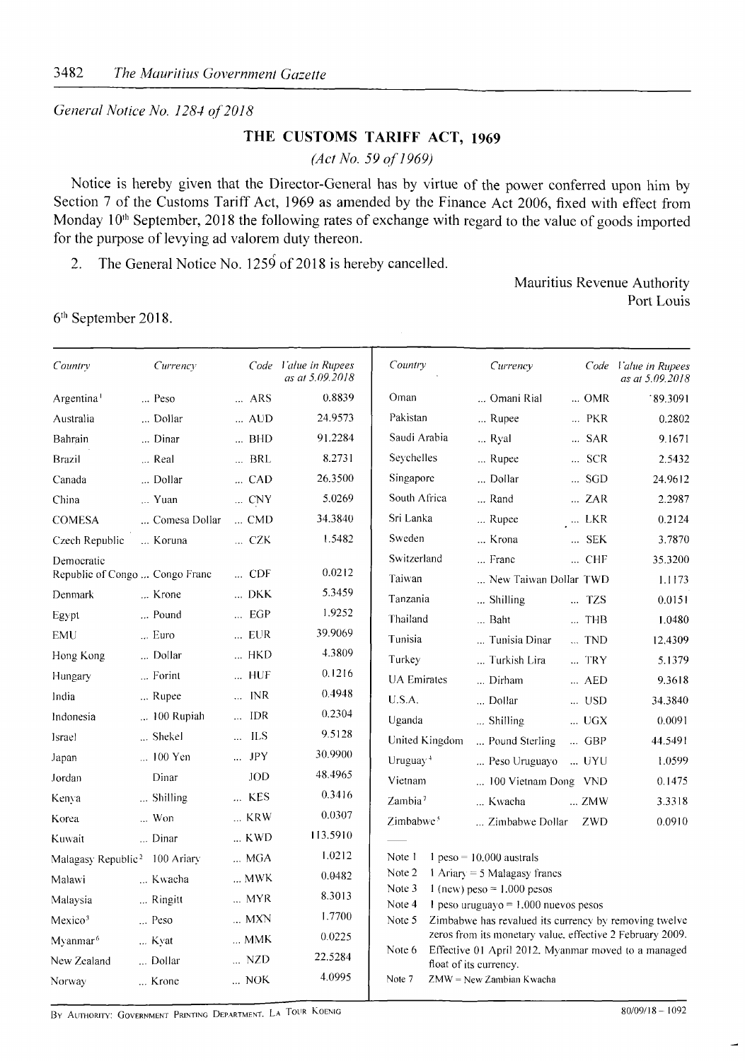*General Notice No. 1284 of 2018*

## THE CUSTOMS TARIFF ACT, 1969

*(Act No. 59 of 1969)*

Notice is hereby given that the Director-General has by virtue of the power conferred upon him by Section 7 of the Customs Tariff Act, 1969 as amended by the Finance Act 2006, fixed with effect from Monday 10th September, 2018 the following rates of exchange with regard to the value of goods imported for the purpose of levying ad valorem duty thereon.

2. The General Notice No. 1259 of 2018 is hereby cancelled.

Mauritius Revenue Authority
Port Louis

6th September 2018.

| Country | Currency | Code | Value in Rupees as at 5.09.2018 |
|---|---|---|---|
| Argentina[1] | ... Peso | ... ARS | 0.8839 |
| Australia | ... Dollar | ... AUD | 24.9573 |
| Bahrain | ... Dinar | ... BHD | 91.2284 |
| Brazil | ... Real | ... BRL | 8.2731 |
| Canada | ... Dollar | ... CAD | 26.3500 |
| China | ... Yuan | ... CNY | 5.0269 |
| COMESA | ... Comesa Dollar | ... CMD | 34.3840 |
| Czech Republic | ... Koruna | ... CZK | 1.5482 |
| Democratic Republic of Congo | ... Congo Franc | ... CDF | 0.0212 |
| Denmark | ... Krone | ... DKK | 5.3459 |
| Egypt | ... Pound | ... EGP | 1.9252 |
| EMU | ... Euro | ... EUR | 39.9069 |
| Hong Kong | ... Dollar | ... HKD | 4.3809 |
| Hungary | ... Forint | ... HUF | 0.1216 |
| India | ... Rupee | ... INR | 0.4948 |
| Indonesia | ... 100 Rupiah | ... IDR | 0.2304 |
| Israel | ... Shekel | ... ILS | 9.5128 |
| Japan | ... 100 Yen | ... JPY | 30.9900 |
| Jordan | Dinar | JOD | 48.4965 |
| Kenya | ... Shilling | ... KES | 0.3416 |
| Korea | ... Won | ... KRW | 0.0307 |
| Kuwait | ... Dinar | ... KWD | 113.5910 |
| Malagasy Republic[2] | 100 Ariary | ... MGA | 1.0212 |
| Malawi | ... Kwacha | ... MWK | 0.0482 |
| Malaysia | ... Ringitt | ... MYR | 8.3013 |
| Mexico[3] | ... Peso | ... MXN | 1.7700 |
| Myanmar[6] | ... Kyat | ... MMK | 0.0225 |
| New Zealand | ... Dollar | ... NZD | 22.5284 |
| Norway | ... Krone | ... NOK | 4.0995 |
| Oman | ... Omani Rial | ... OMR | 89.3091 |
| Pakistan | ... Rupee | ... PKR | 0.2802 |
| Saudi Arabia | ... Ryal | ... SAR | 9.1671 |
| Seychelles | ... Rupee | ... SCR | 2.5432 |
| Singapore | ... Dollar | ... SGD | 24.9612 |
| South Africa | ... Rand | ... ZAR | 2.2987 |
| Sri Lanka | ... Rupee | ... LKR | 0.2124 |
| Sweden | ... Krona | ... SEK | 3.7870 |
| Switzerland | ... Franc | ... CHF | 35.3200 |
| Taiwan | ... New Taiwan Dollar | TWD | 1.1173 |
| Tanzania | ... Shilling | ... TZS | 0.0151 |
| Thailand | ... Baht | ... THB | 1.0480 |
| Tunisia | ... Tunisia Dinar | ... TND | 12.4309 |
| Turkey | ... Turkish Lira | ... TRY | 5.1379 |
| UA Emirates | ... Dirham | ... AED | 9.3618 |
| U.S.A. | ... Dollar | ... USD | 34.3840 |
| Uganda | ... Shilling | ... UGX | 0.0091 |
| United Kingdom | ... Pound Sterling | ... GBP | 44.5491 |
| Uruguay[4] | ... Peso Uruguayo | ... UYU | 1.0599 |
| Vietnam | ... 100 Vietnam Dong | VND | 0.1475 |
| Zambia[7] | ... Kwacha | ... ZMW | 3.3318 |
| Zimbabwe[5] | ... Zimbabwe Dollar | ZWD | 0.0910 |

Note 1 1 peso = 10,000 australs

Note 2 1 Ariary = 5 Malagasy francs

Note 3 1 (new) peso = 1,000 pesos

Note 4 1 peso uruguayo = 1,000 nuevos pesos

Note 5 Zimbabwe has revalued its currency by removing twelve zeros from its monetary value, effective 2 February 2009.

Note 6 Effective 01 April 2012, Myanmar moved to a managed float of its currency.

Note 7 ZMW = New Zambian Kwacha